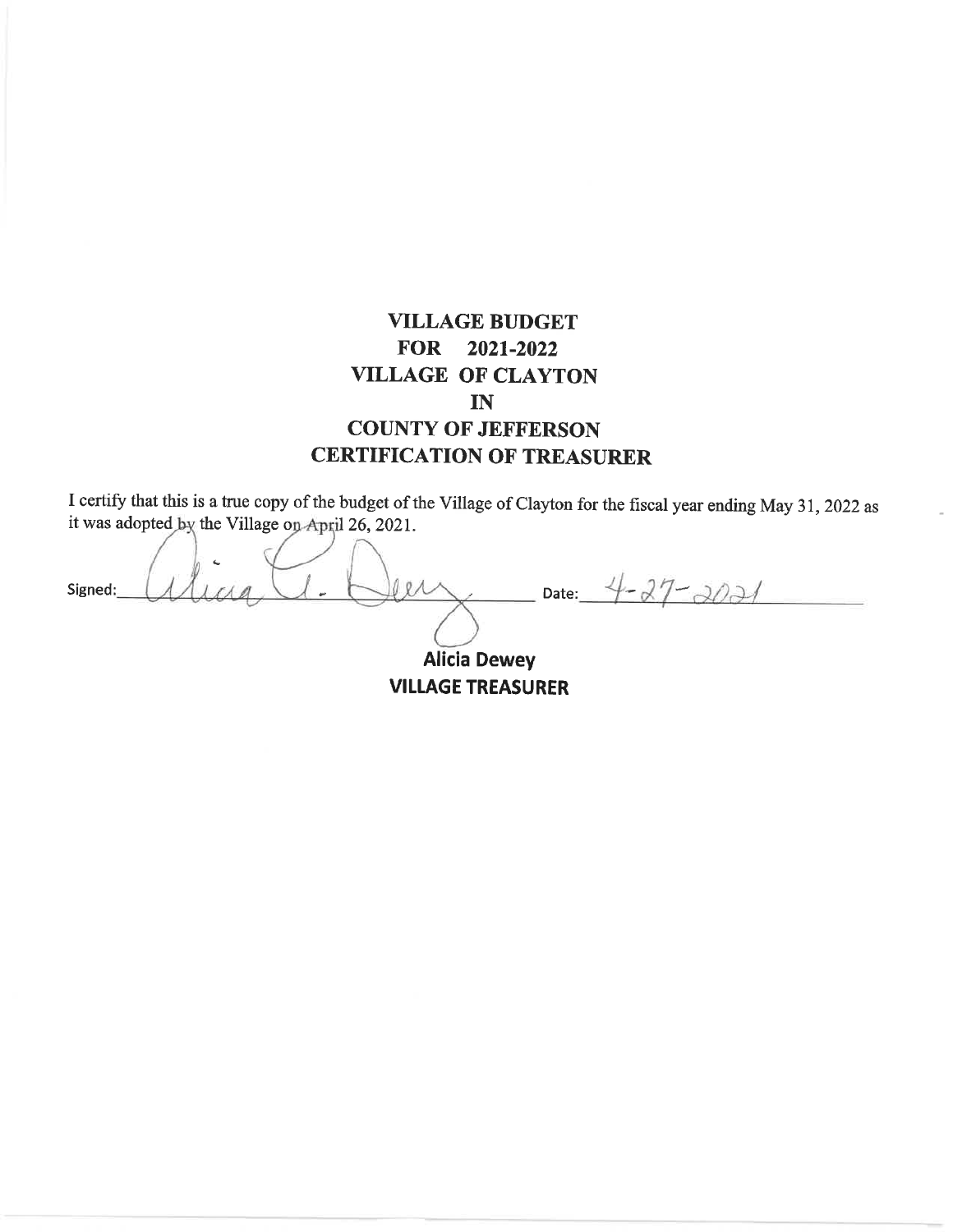# VILLAGE BUDGET
# FOR 2021-2022
# VILLAGE OF CLAYTON
# IN
# COUNTY OF JEFFERSON
# CERTIFICATION OF TREASURER

I certify that this is a true copy of the budget of the Village of Clayton for the fiscal year ending May 31, 2022 as it was adopted by the Village on April 26, 2021.

Signed: Alicia A. Dewey Date: 4-27-2021

**Alicia Dewey**
**VILLAGE TREASURER**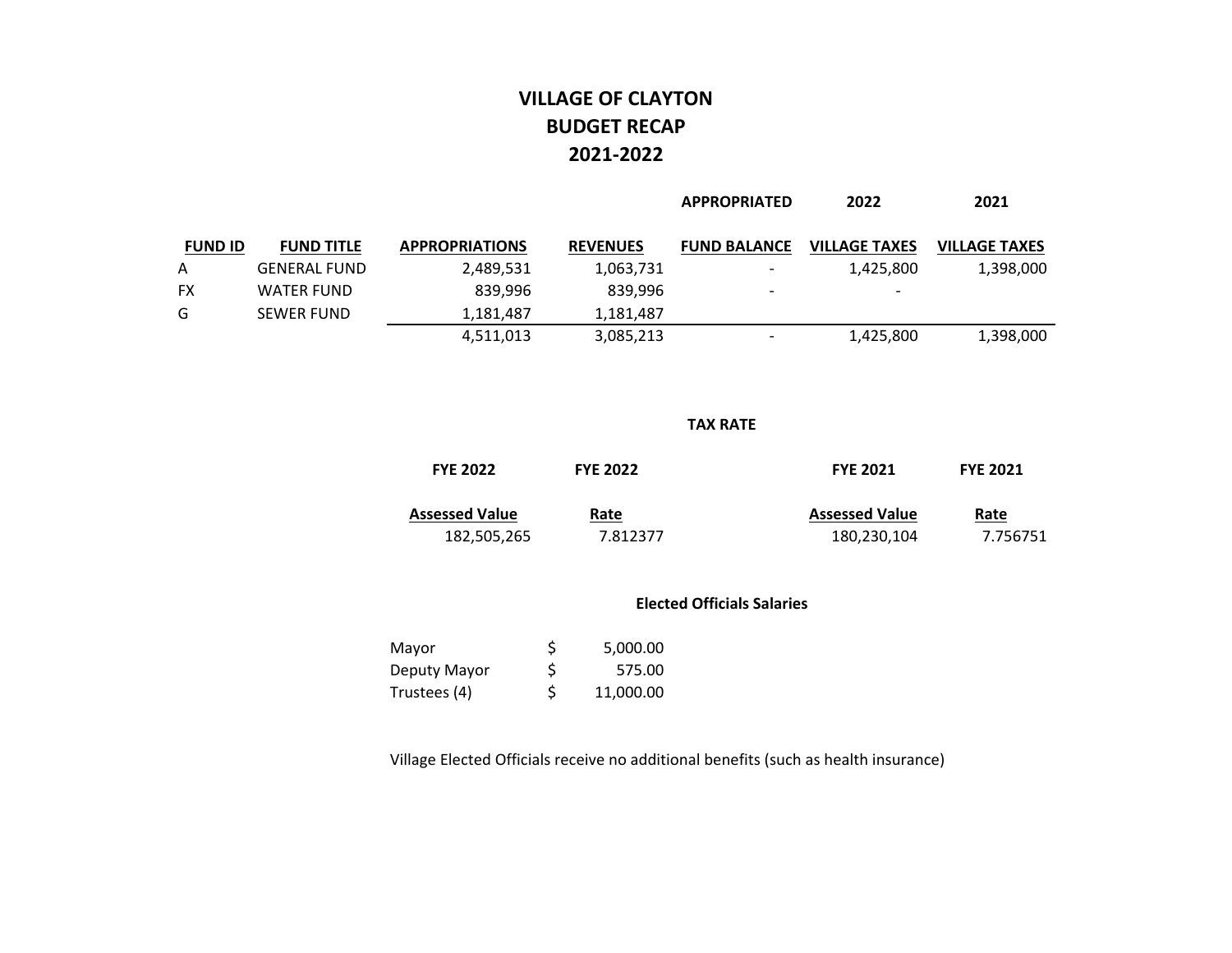# VILLAGE OF CLAYTON
## BUDGET RECAP
## 2021-2022

| FUND ID | FUND TITLE | APPROPRIATIONS | REVENUES | APPROPRIATED FUND BALANCE | 2022 VILLAGE TAXES | 2021 VILLAGE TAXES |
|---|---|---|---|---|---|---|
| A | GENERAL FUND | 2,489,531 | 1,063,731 | - | 1,425,800 | 1,398,000 |
| FX | WATER FUND | 839,996 | 839,996 | - | - | |
| G | SEWER FUND | 1,181,487 | 1,181,487 | | | |
| | | 4,511,013 | 3,085,213 | - | 1,425,800 | 1,398,000 |

### TAX RATE

| FYE 2022 Assessed Value | FYE 2022 Rate | FYE 2021 Assessed Value | FYE 2021 Rate |
|---|---|---|---|
| 182,505,265 | 7.812377 | 180,230,104 | 7.756751 |

### Elected Officials Salaries

| | |
|---|---|
| Mayor | $ 5,000.00 |
| Deputy Mayor | $ 575.00 |
| Trustees (4) | $ 11,000.00 |

Village Elected Officials receive no additional benefits (such as health insurance)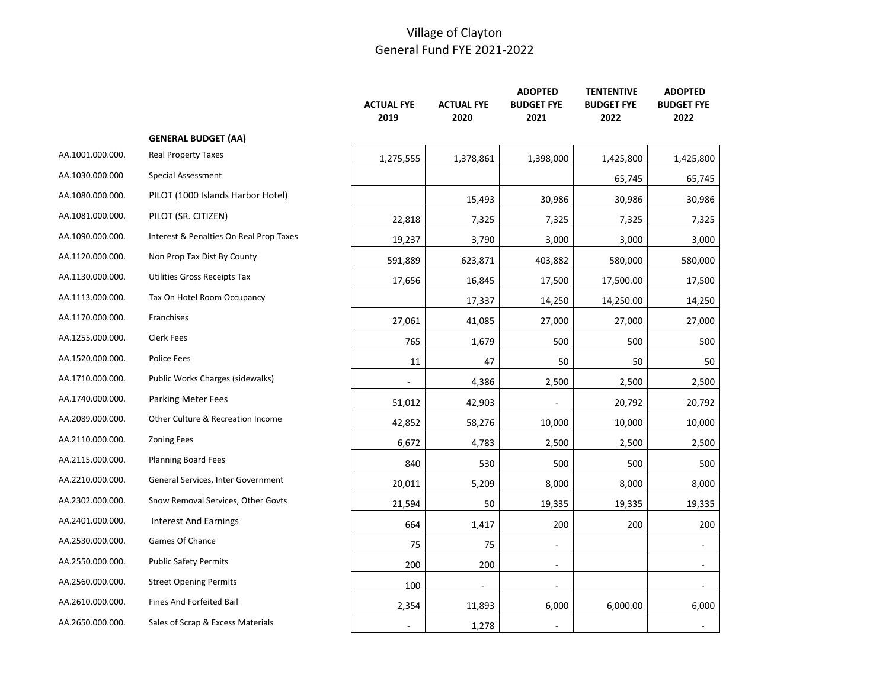# Village of Clayton
## General Fund FYE 2021-2022

| | | ACTUAL FYE 2019 | ACTUAL FYE 2020 | ADOPTED BUDGET FYE 2021 | TENTENTIVE BUDGET FYE 2022 | ADOPTED BUDGET FYE 2022 |
|---|---|---|---|---|---|---|
| | **GENERAL BUDGET (AA)** | | | | | |
| AA.1001.000.000. | Real Property Taxes | 1,275,555 | 1,378,861 | 1,398,000 | 1,425,800 | 1,425,800 |
| AA.1030.000.000 | Special Assessment | | | | 65,745 | 65,745 |
| AA.1080.000.000. | PILOT (1000 Islands Harbor Hotel) | | 15,493 | 30,986 | 30,986 | 30,986 |
| AA.1081.000.000. | PILOT (SR. CITIZEN) | 22,818 | 7,325 | 7,325 | 7,325 | 7,325 |
| AA.1090.000.000. | Interest & Penalties On Real Prop Taxes | 19,237 | 3,790 | 3,000 | 3,000 | 3,000 |
| AA.1120.000.000. | Non Prop Tax Dist By County | 591,889 | 623,871 | 403,882 | 580,000 | 580,000 |
| AA.1130.000.000. | Utilities Gross Receipts Tax | 17,656 | 16,845 | 17,500 | 17,500.00 | 17,500 |
| AA.1113.000.000. | Tax On Hotel Room Occupancy | | 17,337 | 14,250 | 14,250.00 | 14,250 |
| AA.1170.000.000. | Franchises | 27,061 | 41,085 | 27,000 | 27,000 | 27,000 |
| AA.1255.000.000. | Clerk Fees | 765 | 1,679 | 500 | 500 | 500 |
| AA.1520.000.000. | Police Fees | 11 | 47 | 50 | 50 | 50 |
| AA.1710.000.000. | Public Works Charges (sidewalks) | - | 4,386 | 2,500 | 2,500 | 2,500 |
| AA.1740.000.000. | Parking Meter Fees | 51,012 | 42,903 | - | 20,792 | 20,792 |
| AA.2089.000.000. | Other Culture & Recreation Income | 42,852 | 58,276 | 10,000 | 10,000 | 10,000 |
| AA.2110.000.000. | Zoning Fees | 6,672 | 4,783 | 2,500 | 2,500 | 2,500 |
| AA.2115.000.000. | Planning Board Fees | 840 | 530 | 500 | 500 | 500 |
| AA.2210.000.000. | General Services, Inter Government | 20,011 | 5,209 | 8,000 | 8,000 | 8,000 |
| AA.2302.000.000. | Snow Removal Services, Other Govts | 21,594 | 50 | 19,335 | 19,335 | 19,335 |
| AA.2401.000.000. | Interest And Earnings | 664 | 1,417 | 200 | 200 | 200 |
| AA.2530.000.000. | Games Of Chance | 75 | 75 | - | | - |
| AA.2550.000.000. | Public Safety Permits | 200 | 200 | - | | - |
| AA.2560.000.000. | Street Opening Permits | 100 | - | - | | - |
| AA.2610.000.000. | Fines And Forfeited Bail | 2,354 | 11,893 | 6,000 | 6,000.00 | 6,000 |
| AA.2650.000.000. | Sales of Scrap & Excess Materials | - | 1,278 | - | | - |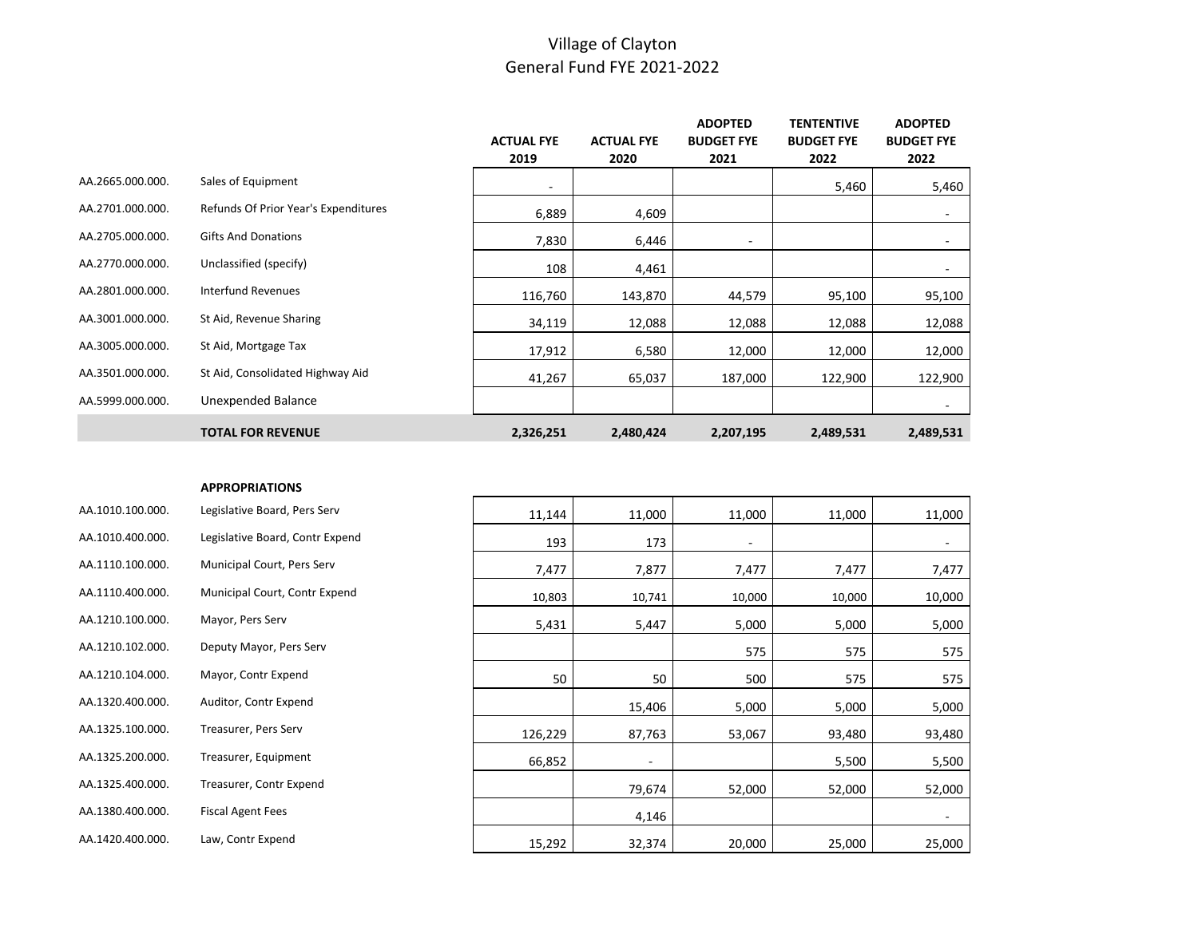# Village of Clayton
## General Fund FYE 2021-2022

| | | ACTUAL FYE 2019 | ACTUAL FYE 2020 | ADOPTED BUDGET FYE 2021 | TENTENTIVE BUDGET FYE 2022 | ADOPTED BUDGET FYE 2022 |
|---|---|---|---|---|---|---|
| AA.2665.000.000. | Sales of Equipment | - | | | 5,460 | 5,460 |
| AA.2701.000.000. | Refunds Of Prior Year's Expenditures | 6,889 | 4,609 | | | - |
| AA.2705.000.000. | Gifts And Donations | 7,830 | 6,446 | - | | - |
| AA.2770.000.000. | Unclassified (specify) | 108 | 4,461 | | | - |
| AA.2801.000.000. | Interfund Revenues | 116,760 | 143,870 | 44,579 | 95,100 | 95,100 |
| AA.3001.000.000. | St Aid, Revenue Sharing | 34,119 | 12,088 | 12,088 | 12,088 | 12,088 |
| AA.3005.000.000. | St Aid, Mortgage Tax | 17,912 | 6,580 | 12,000 | 12,000 | 12,000 |
| AA.3501.000.000. | St Aid, Consolidated Highway Aid | 41,267 | 65,037 | 187,000 | 122,900 | 122,900 |
| AA.5999.000.000. | Unexpended Balance | | | | | - |
| | **TOTAL FOR REVENUE** | **2,326,251** | **2,480,424** | **2,207,195** | **2,489,531** | **2,489,531** |

| | **APPROPRIATIONS** | ACTUAL FYE 2019 | ACTUAL FYE 2020 | ADOPTED BUDGET FYE 2021 | TENTENTIVE BUDGET FYE 2022 | ADOPTED BUDGET FYE 2022 |
|---|---|---|---|---|---|---|
| AA.1010.100.000. | Legislative Board, Pers Serv | 11,144 | 11,000 | 11,000 | 11,000 | 11,000 |
| AA.1010.400.000. | Legislative Board, Contr Expend | 193 | 173 | - | | - |
| AA.1110.100.000. | Municipal Court, Pers Serv | 7,477 | 7,877 | 7,477 | 7,477 | 7,477 |
| AA.1110.400.000. | Municipal Court, Contr Expend | 10,803 | 10,741 | 10,000 | 10,000 | 10,000 |
| AA.1210.100.000. | Mayor, Pers Serv | 5,431 | 5,447 | 5,000 | 5,000 | 5,000 |
| AA.1210.102.000. | Deputy Mayor, Pers Serv | | | 575 | 575 | 575 |
| AA.1210.104.000. | Mayor, Contr Expend | 50 | 50 | 500 | 575 | 575 |
| AA.1320.400.000. | Auditor, Contr Expend | | 15,406 | 5,000 | 5,000 | 5,000 |
| AA.1325.100.000. | Treasurer, Pers Serv | 126,229 | 87,763 | 53,067 | 93,480 | 93,480 |
| AA.1325.200.000. | Treasurer, Equipment | 66,852 | - | | 5,500 | 5,500 |
| AA.1325.400.000. | Treasurer, Contr Expend | | 79,674 | 52,000 | 52,000 | 52,000 |
| AA.1380.400.000. | Fiscal Agent Fees | | 4,146 | | | - |
| AA.1420.400.000. | Law, Contr Expend | 15,292 | 32,374 | 20,000 | 25,000 | 25,000 |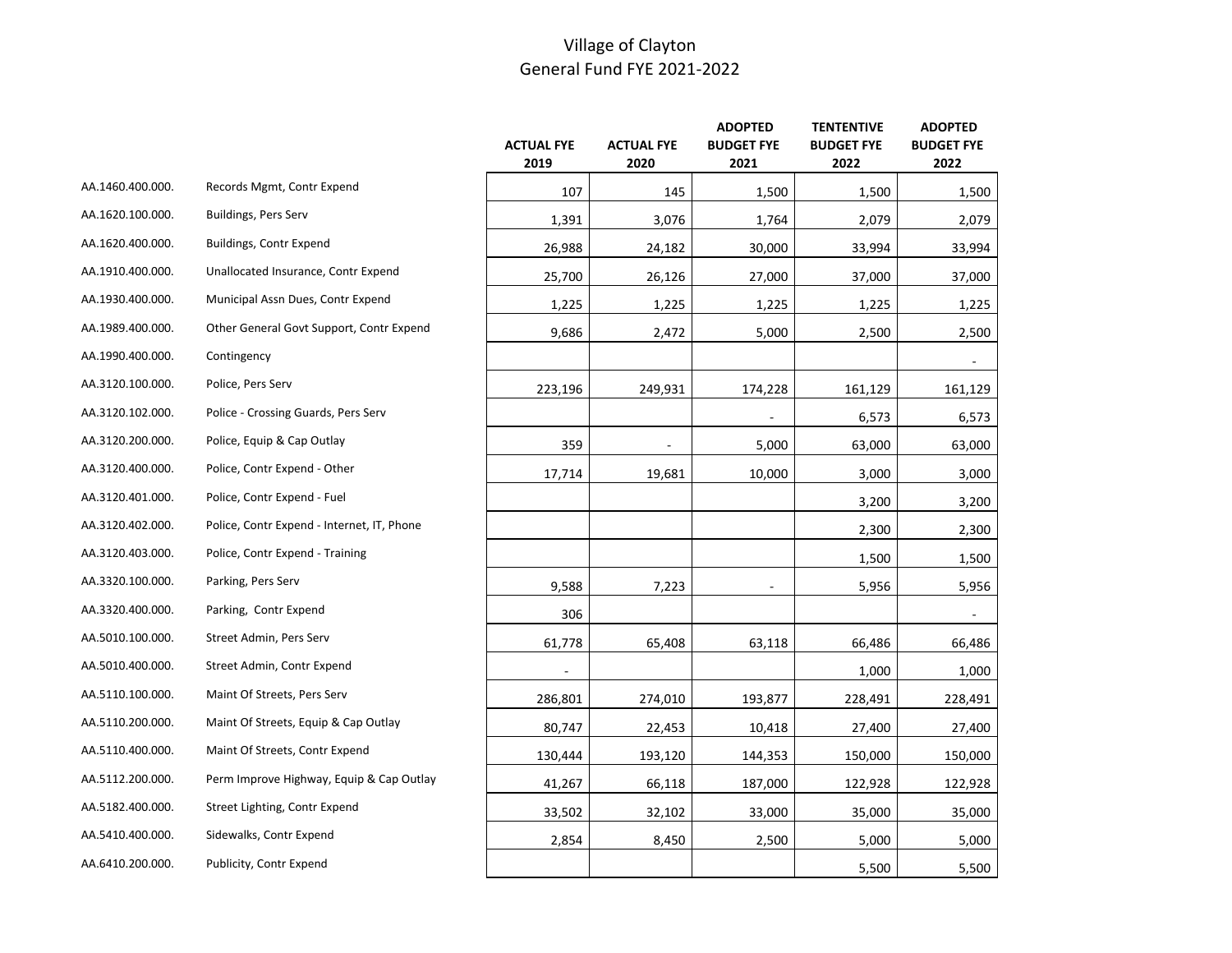# Village of Clayton
## General Fund FYE 2021-2022

| | | ACTUAL FYE 2019 | ACTUAL FYE 2020 | ADOPTED BUDGET FYE 2021 | TENTENTIVE BUDGET FYE 2022 | ADOPTED BUDGET FYE 2022 |
|---|---|---|---|---|---|---|
| AA.1460.400.000. | Records Mgmt, Contr Expend | 107 | 145 | 1,500 | 1,500 | 1,500 |
| AA.1620.100.000. | Buildings, Pers Serv | 1,391 | 3,076 | 1,764 | 2,079 | 2,079 |
| AA.1620.400.000. | Buildings, Contr Expend | 26,988 | 24,182 | 30,000 | 33,994 | 33,994 |
| AA.1910.400.000. | Unallocated Insurance, Contr Expend | 25,700 | 26,126 | 27,000 | 37,000 | 37,000 |
| AA.1930.400.000. | Municipal Assn Dues, Contr Expend | 1,225 | 1,225 | 1,225 | 1,225 | 1,225 |
| AA.1989.400.000. | Other General Govt Support, Contr Expend | 9,686 | 2,472 | 5,000 | 2,500 | 2,500 |
| AA.1990.400.000. | Contingency | | | | | - |
| AA.3120.100.000. | Police, Pers Serv | 223,196 | 249,931 | 174,228 | 161,129 | 161,129 |
| AA.3120.102.000. | Police - Crossing Guards, Pers Serv | | | - | 6,573 | 6,573 |
| AA.3120.200.000. | Police, Equip & Cap Outlay | 359 | - | 5,000 | 63,000 | 63,000 |
| AA.3120.400.000. | Police, Contr Expend - Other | 17,714 | 19,681 | 10,000 | 3,000 | 3,000 |
| AA.3120.401.000. | Police, Contr Expend - Fuel | | | | 3,200 | 3,200 |
| AA.3120.402.000. | Police, Contr Expend - Internet, IT, Phone | | | | 2,300 | 2,300 |
| AA.3120.403.000. | Police, Contr Expend - Training | | | | 1,500 | 1,500 |
| AA.3320.100.000. | Parking, Pers Serv | 9,588 | 7,223 | - | 5,956 | 5,956 |
| AA.3320.400.000. | Parking, Contr Expend | 306 | | | | - |
| AA.5010.100.000. | Street Admin, Pers Serv | 61,778 | 65,408 | 63,118 | 66,486 | 66,486 |
| AA.5010.400.000. | Street Admin, Contr Expend | - | | | 1,000 | 1,000 |
| AA.5110.100.000. | Maint Of Streets, Pers Serv | 286,801 | 274,010 | 193,877 | 228,491 | 228,491 |
| AA.5110.200.000. | Maint Of Streets, Equip & Cap Outlay | 80,747 | 22,453 | 10,418 | 27,400 | 27,400 |
| AA.5110.400.000. | Maint Of Streets, Contr Expend | 130,444 | 193,120 | 144,353 | 150,000 | 150,000 |
| AA.5112.200.000. | Perm Improve Highway, Equip & Cap Outlay | 41,267 | 66,118 | 187,000 | 122,928 | 122,928 |
| AA.5182.400.000. | Street Lighting, Contr Expend | 33,502 | 32,102 | 33,000 | 35,000 | 35,000 |
| AA.5410.400.000. | Sidewalks, Contr Expend | 2,854 | 8,450 | 2,500 | 5,000 | 5,000 |
| AA.6410.200.000. | Publicity, Contr Expend | | | | 5,500 | 5,500 |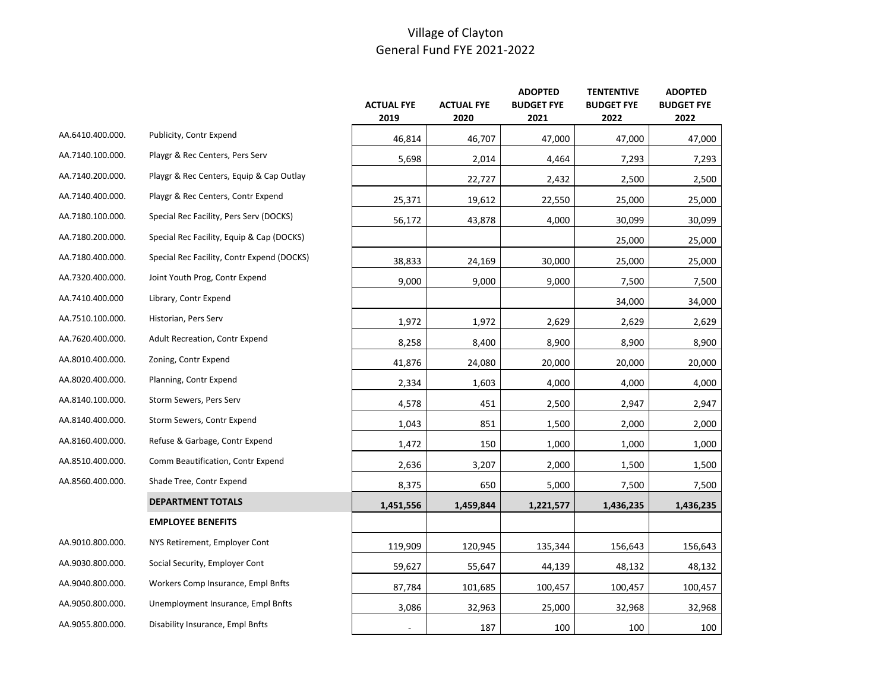# Village of Clayton
## General Fund FYE 2021-2022

| | | ACTUAL FYE 2019 | ACTUAL FYE 2020 | ADOPTED BUDGET FYE 2021 | TENTENTIVE BUDGET FYE 2022 | ADOPTED BUDGET FYE 2022 |
|---|---|---|---|---|---|---|
| AA.6410.400.000. | Publicity, Contr Expend | 46,814 | 46,707 | 47,000 | 47,000 | 47,000 |
| AA.7140.100.000. | Playgr & Rec Centers, Pers Serv | 5,698 | 2,014 | 4,464 | 7,293 | 7,293 |
| AA.7140.200.000. | Playgr & Rec Centers, Equip & Cap Outlay | | 22,727 | 2,432 | 2,500 | 2,500 |
| AA.7140.400.000. | Playgr & Rec Centers, Contr Expend | 25,371 | 19,612 | 22,550 | 25,000 | 25,000 |
| AA.7180.100.000. | Special Rec Facility, Pers Serv (DOCKS) | 56,172 | 43,878 | 4,000 | 30,099 | 30,099 |
| AA.7180.200.000. | Special Rec Facility, Equip & Cap (DOCKS) | | | | 25,000 | 25,000 |
| AA.7180.400.000. | Special Rec Facility, Contr Expend (DOCKS) | 38,833 | 24,169 | 30,000 | 25,000 | 25,000 |
| AA.7320.400.000. | Joint Youth Prog, Contr Expend | 9,000 | 9,000 | 9,000 | 7,500 | 7,500 |
| AA.7410.400.000 | Library, Contr Expend | | | | 34,000 | 34,000 |
| AA.7510.100.000. | Historian, Pers Serv | 1,972 | 1,972 | 2,629 | 2,629 | 2,629 |
| AA.7620.400.000. | Adult Recreation, Contr Expend | 8,258 | 8,400 | 8,900 | 8,900 | 8,900 |
| AA.8010.400.000. | Zoning, Contr Expend | 41,876 | 24,080 | 20,000 | 20,000 | 20,000 |
| AA.8020.400.000. | Planning, Contr Expend | 2,334 | 1,603 | 4,000 | 4,000 | 4,000 |
| AA.8140.100.000. | Storm Sewers, Pers Serv | 4,578 | 451 | 2,500 | 2,947 | 2,947 |
| AA.8140.400.000. | Storm Sewers, Contr Expend | 1,043 | 851 | 1,500 | 2,000 | 2,000 |
| AA.8160.400.000. | Refuse & Garbage, Contr Expend | 1,472 | 150 | 1,000 | 1,000 | 1,000 |
| AA.8510.400.000. | Comm Beautification, Contr Expend | 2,636 | 3,207 | 2,000 | 1,500 | 1,500 |
| AA.8560.400.000. | Shade Tree, Contr Expend | 8,375 | 650 | 5,000 | 7,500 | 7,500 |
| | **DEPARTMENT TOTALS** | **1,451,556** | **1,459,844** | **1,221,577** | **1,436,235** | **1,436,235** |
| | **EMPLOYEE BENEFITS** | | | | | |
| AA.9010.800.000. | NYS Retirement, Employer Cont | 119,909 | 120,945 | 135,344 | 156,643 | 156,643 |
| AA.9030.800.000. | Social Security, Employer Cont | 59,627 | 55,647 | 44,139 | 48,132 | 48,132 |
| AA.9040.800.000. | Workers Comp Insurance, Empl Bnfts | 87,784 | 101,685 | 100,457 | 100,457 | 100,457 |
| AA.9050.800.000. | Unemployment Insurance, Empl Bnfts | 3,086 | 32,963 | 25,000 | 32,968 | 32,968 |
| AA.9055.800.000. | Disability Insurance, Empl Bnfts | - | 187 | 100 | 100 | 100 |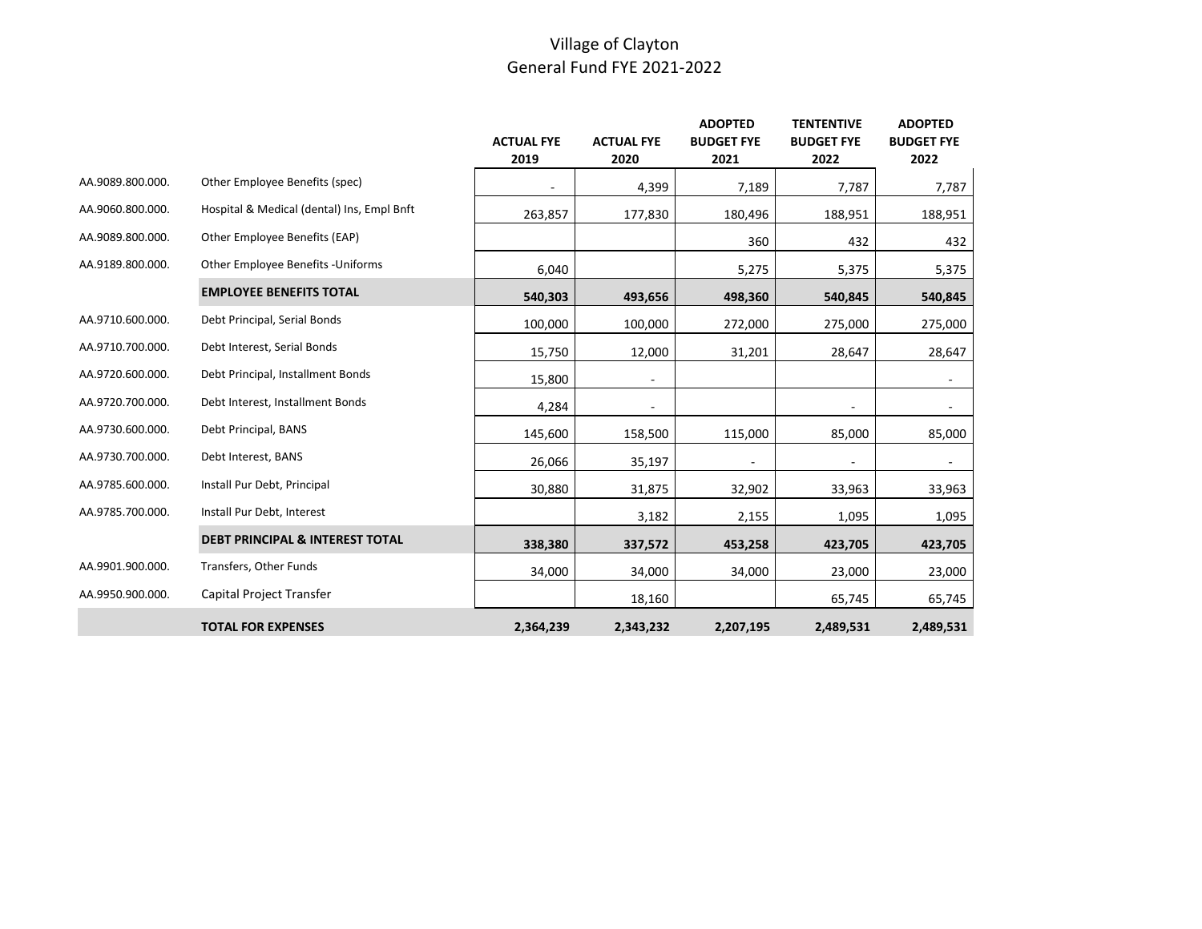# Village of Clayton
## General Fund FYE 2021-2022

| | | ACTUAL FYE 2019 | ACTUAL FYE 2020 | ADOPTED BUDGET FYE 2021 | TENTENTIVE BUDGET FYE 2022 | ADOPTED BUDGET FYE 2022 |
|---|---|---|---|---|---|---|
| AA.9089.800.000. | Other Employee Benefits (spec) | - | 4,399 | 7,189 | 7,787 | 7,787 |
| AA.9060.800.000. | Hospital & Medical (dental) Ins, Empl Bnft | 263,857 | 177,830 | 180,496 | 188,951 | 188,951 |
| AA.9089.800.000. | Other Employee Benefits (EAP) | | | 360 | 432 | 432 |
| AA.9189.800.000. | Other Employee Benefits -Uniforms | 6,040 | | 5,275 | 5,375 | 5,375 |
| | **EMPLOYEE BENEFITS TOTAL** | **540,303** | **493,656** | **498,360** | **540,845** | **540,845** |
| AA.9710.600.000. | Debt Principal, Serial Bonds | 100,000 | 100,000 | 272,000 | 275,000 | 275,000 |
| AA.9710.700.000. | Debt Interest, Serial Bonds | 15,750 | 12,000 | 31,201 | 28,647 | 28,647 |
| AA.9720.600.000. | Debt Principal, Installment Bonds | 15,800 | - | | | - |
| AA.9720.700.000. | Debt Interest, Installment Bonds | 4,284 | - | | - | - |
| AA.9730.600.000. | Debt Principal, BANS | 145,600 | 158,500 | 115,000 | 85,000 | 85,000 |
| AA.9730.700.000. | Debt Interest, BANS | 26,066 | 35,197 | - | - | - |
| AA.9785.600.000. | Install Pur Debt, Principal | 30,880 | 31,875 | 32,902 | 33,963 | 33,963 |
| AA.9785.700.000. | Install Pur Debt, Interest | | 3,182 | 2,155 | 1,095 | 1,095 |
| | **DEBT PRINCIPAL & INTEREST TOTAL** | **338,380** | **337,572** | **453,258** | **423,705** | **423,705** |
| AA.9901.900.000. | Transfers, Other Funds | 34,000 | 34,000 | 34,000 | 23,000 | 23,000 |
| AA.9950.900.000. | Capital Project Transfer | | 18,160 | | 65,745 | 65,745 |
| | **TOTAL FOR EXPENSES** | **2,364,239** | **2,343,232** | **2,207,195** | **2,489,531** | **2,489,531** |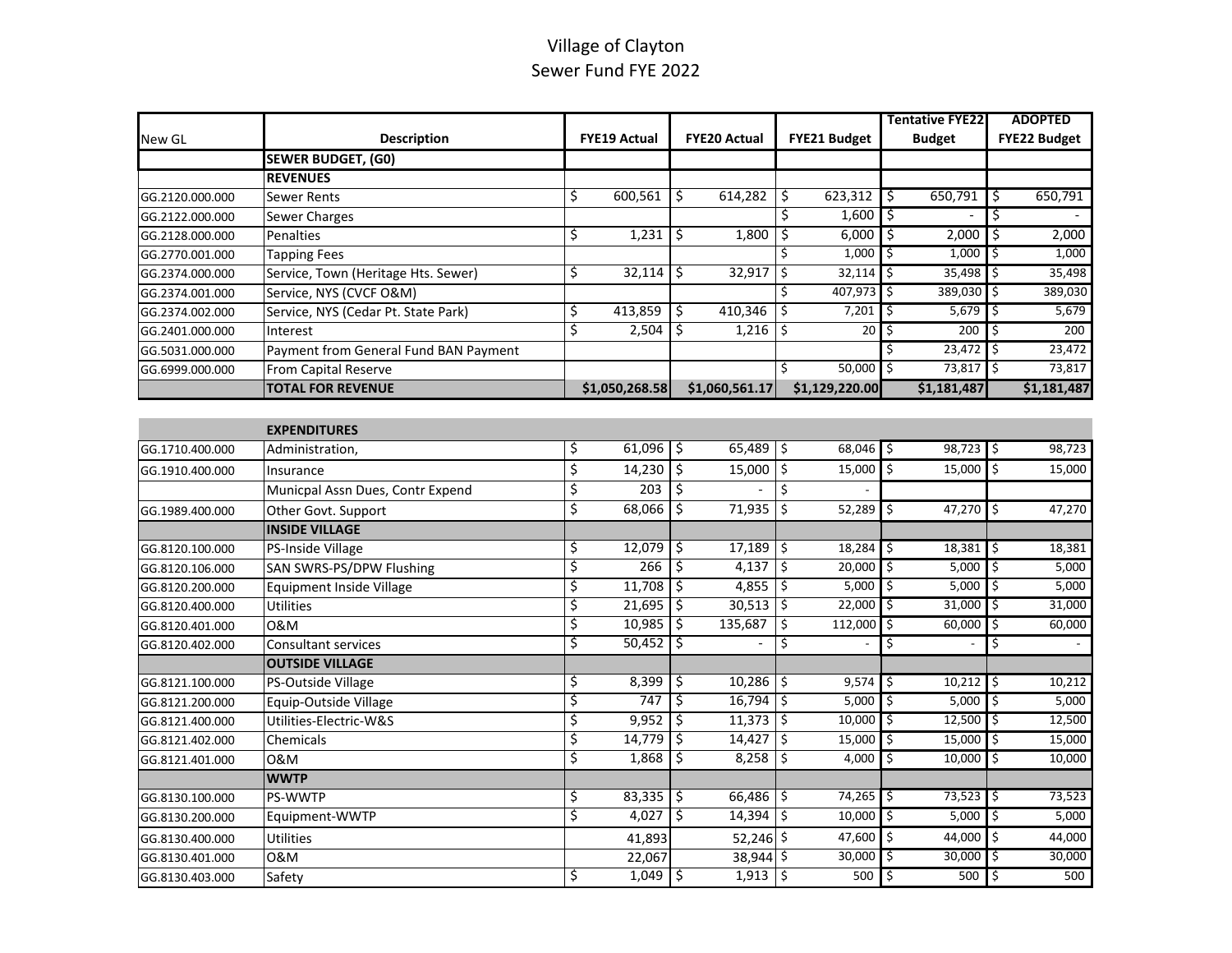# Village of Clayton
## Sewer Fund FYE 2022

| New GL | Description | FYE19 Actual | FYE20 Actual | FYE21 Budget | Tentative FYE22 Budget | ADOPTED FYE22 Budget |
|---|---|---|---|---|---|---|
| | **SEWER BUDGET, (G0)** | | | | | |
| | **REVENUES** | | | | | |
| GG.2120.000.000 | Sewer Rents | $ 600,561 | $ 614,282 | $ 623,312 | $ 650,791 | $ 650,791 |
| GG.2122.000.000 | Sewer Charges | | | $ 1,600 | $ - | $ - |
| GG.2128.000.000 | Penalties | $ 1,231 | $ 1,800 | $ 6,000 | $ 2,000 | $ 2,000 |
| GG.2770.001.000 | Tapping Fees | | | $ 1,000 | $ 1,000 | $ 1,000 |
| GG.2374.000.000 | Service, Town (Heritage Hts. Sewer) | $ 32,114 | $ 32,917 | $ 32,114 | $ 35,498 | $ 35,498 |
| GG.2374.001.000 | Service, NYS (CVCF O&M) | | | $ 407,973 | $ 389,030 | $ 389,030 |
| GG.2374.002.000 | Service, NYS (Cedar Pt. State Park) | $ 413,859 | $ 410,346 | $ 7,201 | $ 5,679 | $ 5,679 |
| GG.2401.000.000 | Interest | $ 2,504 | $ 1,216 | $ 20 | $ 200 | $ 200 |
| GG.5031.000.000 | Payment from General Fund BAN Payment | | | | $ 23,472 | $ 23,472 |
| GG.6999.000.000 | From Capital Reserve | | | $ 50,000 | $ 73,817 | $ 73,817 |
| | **TOTAL FOR REVENUE** | **$1,050,268.58** | **$1,060,561.17** | **$1,129,220.00** | **$1,181,487** | **$1,181,487** |

| New GL | Description | FYE19 Actual | FYE20 Actual | FYE21 Budget | Tentative FYE22 Budget | ADOPTED FYE22 Budget |
|---|---|---|---|---|---|---|
| | **EXPENDITURES** | | | | | |
| GG.1710.400.000 | Administration, | $ 61,096 | $ 65,489 | $ 68,046 | $ 98,723 | $ 98,723 |
| GG.1910.400.000 | Insurance | $ 14,230 | $ 15,000 | $ 15,000 | $ 15,000 | $ 15,000 |
| | Municpal Assn Dues, Contr Expend | $ 203 | $ - | $ - | | |
| GG.1989.400.000 | Other Govt. Support | $ 68,066 | $ 71,935 | $ 52,289 | $ 47,270 | $ 47,270 |
| | **INSIDE VILLAGE** | | | | | |
| GG.8120.100.000 | PS-Inside Village | $ 12,079 | $ 17,189 | $ 18,284 | $ 18,381 | $ 18,381 |
| GG.8120.106.000 | SAN SWRS-PS/DPW Flushing | $ 266 | $ 4,137 | $ 20,000 | $ 5,000 | $ 5,000 |
| GG.8120.200.000 | Equipment Inside Village | $ 11,708 | $ 4,855 | $ 5,000 | $ 5,000 | $ 5,000 |
| GG.8120.400.000 | Utilities | $ 21,695 | $ 30,513 | $ 22,000 | $ 31,000 | $ 31,000 |
| GG.8120.401.000 | O&M | $ 10,985 | $ 135,687 | $ 112,000 | $ 60,000 | $ 60,000 |
| GG.8120.402.000 | Consultant services | $ 50,452 | $ - | $ - | $ - | $ - |
| | **OUTSIDE VILLAGE** | | | | | |
| GG.8121.100.000 | PS-Outside Village | $ 8,399 | $ 10,286 | $ 9,574 | $ 10,212 | $ 10,212 |
| GG.8121.200.000 | Equip-Outside Village | $ 747 | $ 16,794 | $ 5,000 | $ 5,000 | $ 5,000 |
| GG.8121.400.000 | Utilities-Electric-W&S | $ 9,952 | $ 11,373 | $ 10,000 | $ 12,500 | $ 12,500 |
| GG.8121.402.000 | Chemicals | $ 14,779 | $ 14,427 | $ 15,000 | $ 15,000 | $ 15,000 |
| GG.8121.401.000 | O&M | $ 1,868 | $ 8,258 | $ 4,000 | $ 10,000 | $ 10,000 |
| | **WWTP** | | | | | |
| GG.8130.100.000 | PS-WWTP | $ 83,335 | $ 66,486 | $ 74,265 | $ 73,523 | $ 73,523 |
| GG.8130.200.000 | Equipment-WWTP | $ 4,027 | $ 14,394 | $ 10,000 | $ 5,000 | $ 5,000 |
| GG.8130.400.000 | Utilities | 41,893 | 52,246 | $ 47,600 | $ 44,000 | $ 44,000 |
| GG.8130.401.000 | O&M | 22,067 | 38,944 | $ 30,000 | $ 30,000 | $ 30,000 |
| GG.8130.403.000 | Safety | $ 1,049 | $ 1,913 | $ 500 | $ 500 | $ 500 |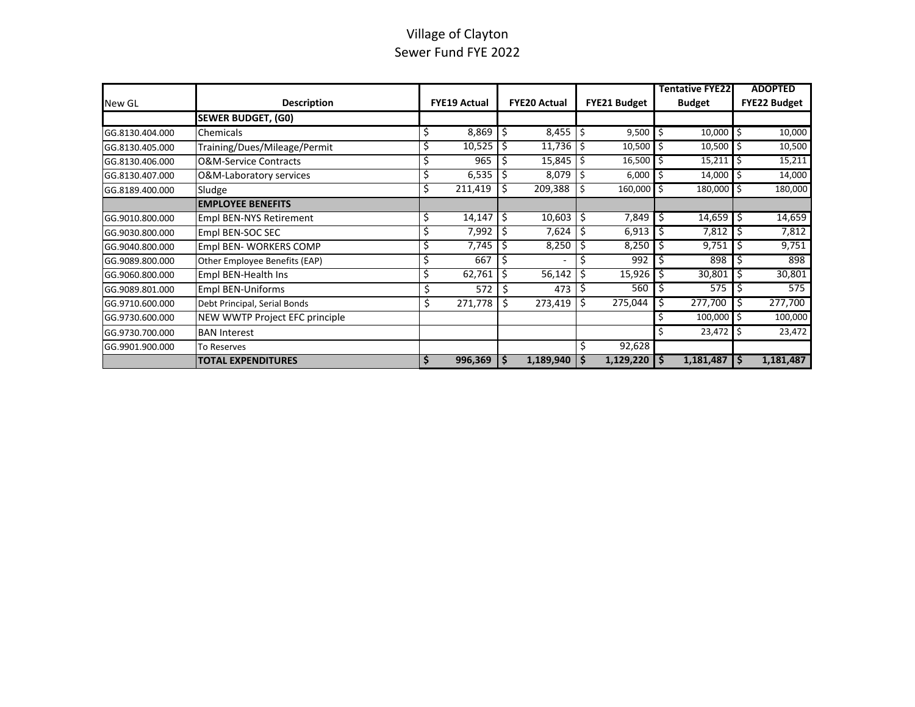# Village of Clayton
## Sewer Fund FYE 2022

| New GL | Description | FYE19 Actual | FYE20 Actual | FYE21 Budget | Tentative FYE22 Budget | ADOPTED FYE22 Budget |
|---|---|---|---|---|---|---|
| | **SEWER BUDGET, (G0)** | | | | | |
| GG.8130.404.000 | Chemicals | $ 8,869 | $ 8,455 | $ 9,500 | $ 10,000 | $ 10,000 |
| GG.8130.405.000 | Training/Dues/Mileage/Permit | $ 10,525 | $ 11,736 | $ 10,500 | $ 10,500 | $ 10,500 |
| GG.8130.406.000 | O&M-Service Contracts | $ 965 | $ 15,845 | $ 16,500 | $ 15,211 | $ 15,211 |
| GG.8130.407.000 | O&M-Laboratory services | $ 6,535 | $ 8,079 | $ 6,000 | $ 14,000 | $ 14,000 |
| GG.8189.400.000 | Sludge | $ 211,419 | $ 209,388 | $ 160,000 | $ 180,000 | $ 180,000 |
| | **EMPLOYEE BENEFITS** | | | | | |
| GG.9010.800.000 | Empl BEN-NYS Retirement | $ 14,147 | $ 10,603 | $ 7,849 | $ 14,659 | $ 14,659 |
| GG.9030.800.000 | Empl BEN-SOC SEC | $ 7,992 | $ 7,624 | $ 6,913 | $ 7,812 | $ 7,812 |
| GG.9040.800.000 | Empl BEN- WORKERS COMP | $ 7,745 | $ 8,250 | $ 8,250 | $ 9,751 | $ 9,751 |
| GG.9089.800.000 | Other Employee Benefits (EAP) | $ 667 | $ - | $ 992 | $ 898 | $ 898 |
| GG.9060.800.000 | Empl BEN-Health Ins | $ 62,761 | $ 56,142 | $ 15,926 | $ 30,801 | $ 30,801 |
| GG.9089.801.000 | Empl BEN-Uniforms | $ 572 | $ 473 | $ 560 | $ 575 | $ 575 |
| GG.9710.600.000 | Debt Principal, Serial Bonds | $ 271,778 | $ 273,419 | $ 275,044 | $ 277,700 | $ 277,700 |
| GG.9730.600.000 | NEW WWTP Project EFC principle | | | | $ 100,000 | $ 100,000 |
| GG.9730.700.000 | BAN Interest | | | | $ 23,472 | $ 23,472 |
| GG.9901.900.000 | To Reserves | | | $ 92,628 | | |
| | **TOTAL EXPENDITURES** | **$ 996,369** | **$ 1,189,940** | **$ 1,129,220** | **$ 1,181,487** | **$ 1,181,487** |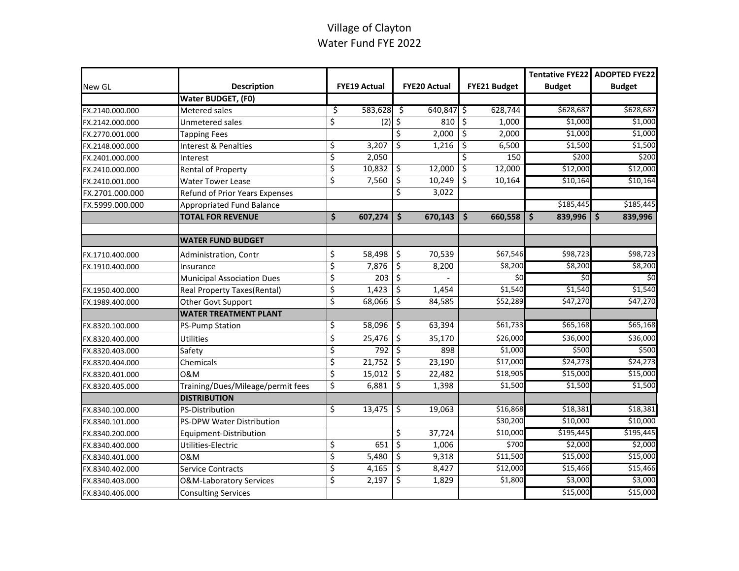# Village of Clayton
## Water Fund FYE 2022

| New GL | Description | FYE19 Actual | FYE20 Actual | FYE21 Budget | Tentative FYE22 Budget | ADOPTED FYE22 Budget |
|---|---|---|---|---|---|---|
| | **Water BUDGET, (F0)** | | | | | |
| FX.2140.000.000 | Metered sales | $ 583,628 | $ 640,847 | $ 628,744 | $628,687 | $628,687 |
| FX.2142.000.000 | Unmetered sales | $ (2) | $ 810 | $ 1,000 | $1,000 | $1,000 |
| FX.2770.001.000 | Tapping Fees | | $ 2,000 | $ 2,000 | $1,000 | $1,000 |
| FX.2148.000.000 | Interest & Penalties | $ 3,207 | $ 1,216 | $ 6,500 | $1,500 | $1,500 |
| FX.2401.000.000 | Interest | $ 2,050 | | $ 150 | $200 | $200 |
| FX.2410.000.000 | Rental of Property | $ 10,832 | $ 12,000 | $ 12,000 | $12,000 | $12,000 |
| FX.2410.001.000 | Water Tower Lease | $ 7,560 | $ 10,249 | $ 10,164 | $10,164 | $10,164 |
| FX.2701.000.000 | Refund of Prior Years Expenses | | $ 3,022 | | | |
| FX.5999.000.000 | Appropriated Fund Balance | | | | $185,445 | $185,445 |
| | **TOTAL FOR REVENUE** | **$ 607,274** | **$ 670,143** | **$ 660,558** | **$ 839,996** | **$ 839,996** |
| | | | | | | |
| | **WATER FUND BUDGET** | | | | | |
| FX.1710.400.000 | Administration, Contr | $ 58,498 | $ 70,539 | $67,546 | $98,723 | $98,723 |
| FX.1910.400.000 | Insurance | $ 7,876 | $ 8,200 | $8,200 | $8,200 | $8,200 |
| | Municipal Association Dues | $ 203 | $ - | $0 | $0 | $0 |
| FX.1950.400.000 | Real Property Taxes(Rental) | $ 1,423 | $ 1,454 | $1,540 | $1,540 | $1,540 |
| FX.1989.400.000 | Other Govt Support | $ 68,066 | $ 84,585 | $52,289 | $47,270 | $47,270 |
| | **WATER TREATMENT PLANT** | | | | | |
| FX.8320.100.000 | PS-Pump Station | $ 58,096 | $ 63,394 | $61,733 | $65,168 | $65,168 |
| FX.8320.400.000 | Utilities | $ 25,476 | $ 35,170 | $26,000 | $36,000 | $36,000 |
| FX.8320.403.000 | Safety | $ 792 | $ 898 | $1,000 | $500 | $500 |
| FX.8320.404.000 | Chemicals | $ 21,752 | $ 23,190 | $17,000 | $24,273 | $24,273 |
| FX.8320.401.000 | O&M | $ 15,012 | $ 22,482 | $18,905 | $15,000 | $15,000 |
| FX.8320.405.000 | Training/Dues/Mileage/permit fees | $ 6,881 | $ 1,398 | $1,500 | $1,500 | $1,500 |
| | **DISTRIBUTION** | | | | | |
| FX.8340.100.000 | PS-Distribution | $ 13,475 | $ 19,063 | $16,868 | $18,381 | $18,381 |
| FX.8340.101.000 | PS-DPW Water Distribution | | | $30,200 | $10,000 | $10,000 |
| FX.8340.200.000 | Equipment-Distribution | | $ 37,724 | $10,000 | $195,445 | $195,445 |
| FX.8340.400.000 | Utilities-Electric | $ 651 | $ 1,006 | $700 | $2,000 | $2,000 |
| FX.8340.401.000 | O&M | $ 5,480 | $ 9,318 | $11,500 | $15,000 | $15,000 |
| FX.8340.402.000 | Service Contracts | $ 4,165 | $ 8,427 | $12,000 | $15,466 | $15,466 |
| FX.8340.403.000 | O&M-Laboratory Services | $ 2,197 | $ 1,829 | $1,800 | $3,000 | $3,000 |
| FX.8340.406.000 | Consulting Services | | | | $15,000 | $15,000 |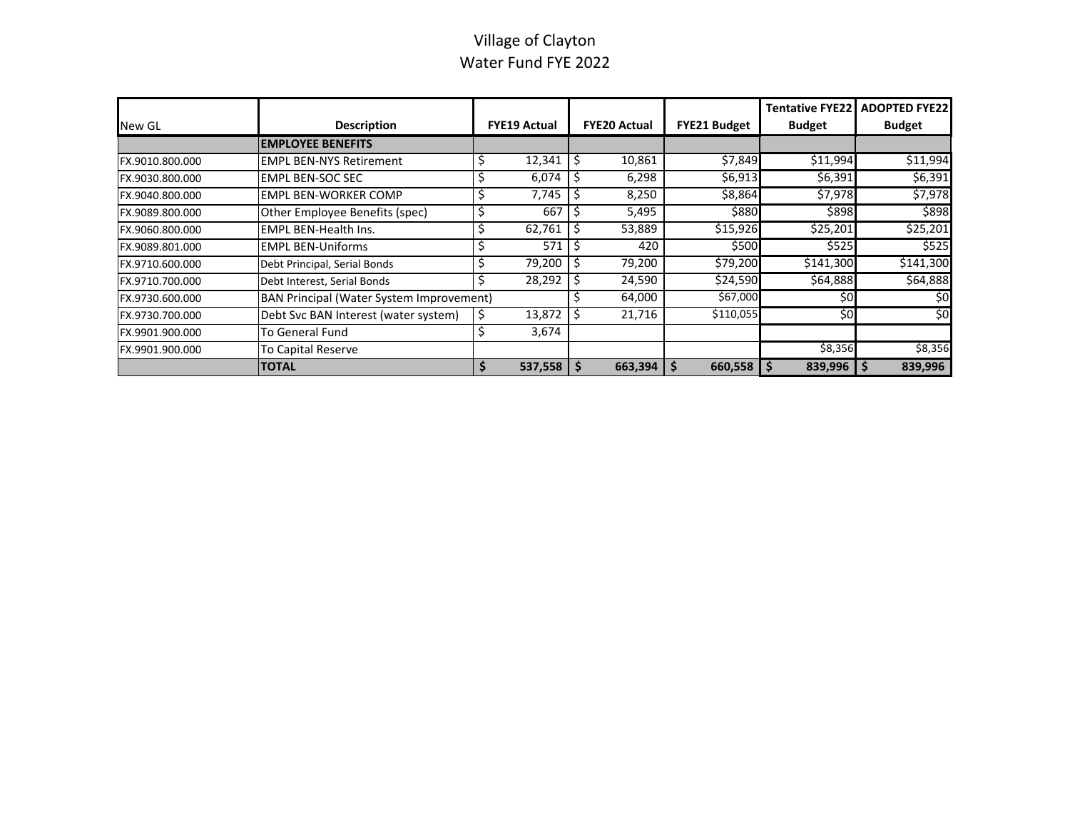# Village of Clayton
## Water Fund FYE 2022

| New GL | Description | FYE19 Actual | FYE20 Actual | FYE21 Budget | Tentative FYE22 Budget | ADOPTED FYE22 Budget |
|---|---|---|---|---|---|---|
| | **EMPLOYEE BENEFITS** | | | | | |
| FX.9010.800.000 | EMPL BEN-NYS Retirement | $ 12,341 | $ 10,861 | $7,849 | $11,994 | $11,994 |
| FX.9030.800.000 | EMPL BEN-SOC SEC | $ 6,074 | $ 6,298 | $6,913 | $6,391 | $6,391 |
| FX.9040.800.000 | EMPL BEN-WORKER COMP | $ 7,745 | $ 8,250 | $8,864 | $7,978 | $7,978 |
| FX.9089.800.000 | Other Employee Benefits (spec) | $ 667 | $ 5,495 | $880 | $898 | $898 |
| FX.9060.800.000 | EMPL BEN-Health Ins. | $ 62,761 | $ 53,889 | $15,926 | $25,201 | $25,201 |
| FX.9089.801.000 | EMPL BEN-Uniforms | $ 571 | $ 420 | $500 | $525 | $525 |
| FX.9710.600.000 | Debt Principal, Serial Bonds | $ 79,200 | $ 79,200 | $79,200 | $141,300 | $141,300 |
| FX.9710.700.000 | Debt Interest, Serial Bonds | $ 28,292 | $ 24,590 | $24,590 | $64,888 | $64,888 |
| FX.9730.600.000 | BAN Principal (Water System Improvement) | | $ 64,000 | $67,000 | $0 | $0 |
| FX.9730.700.000 | Debt Svc BAN Interest (water system) | $ 13,872 | $ 21,716 | $110,055 | $0 | $0 |
| FX.9901.900.000 | To General Fund | $ 3,674 | | | | |
| FX.9901.900.000 | To Capital Reserve | | | | $8,356 | $8,356 |
| | **TOTAL** | **$ 537,558** | **$ 663,394** | **$ 660,558** | **$ 839,996** | **$ 839,996** |